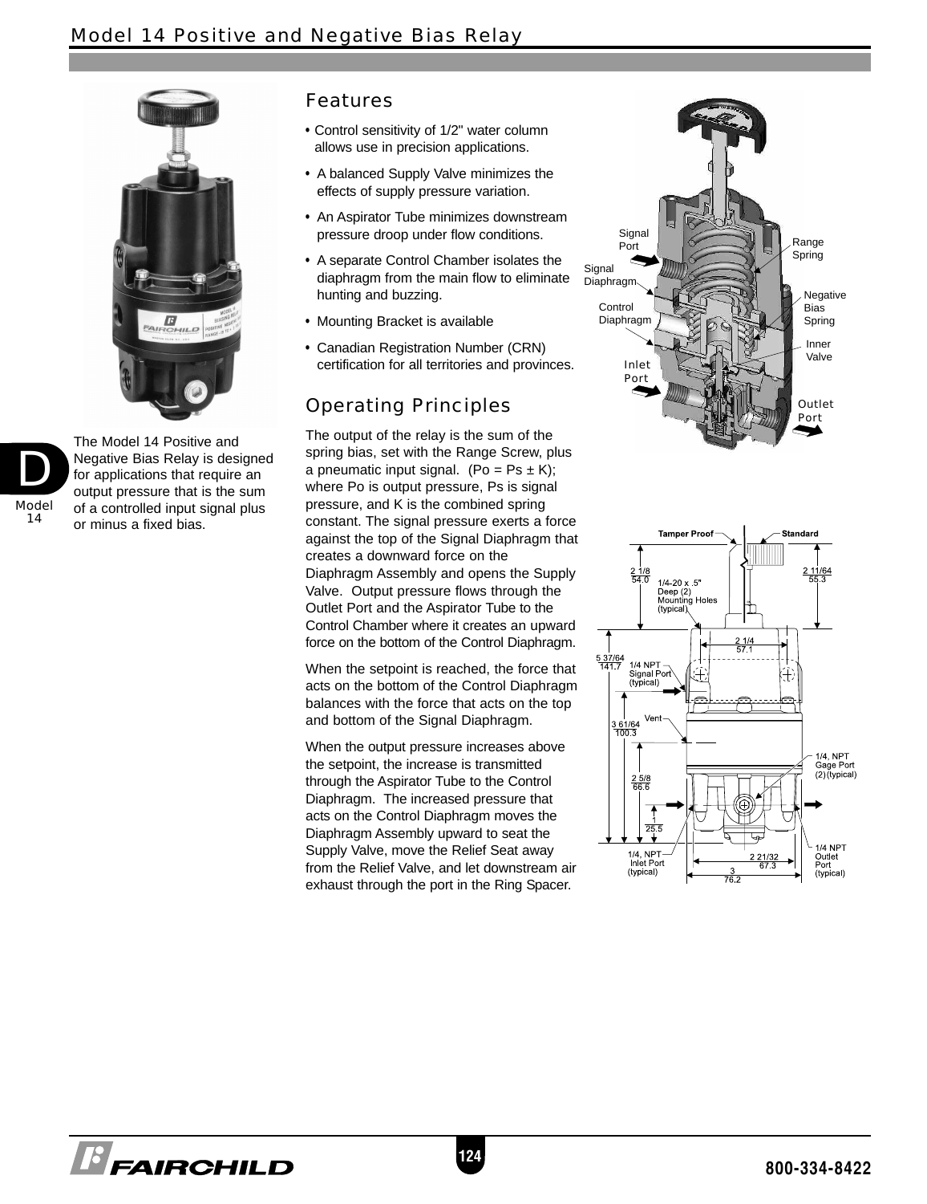# Model 14 Positive and Negative Bias Relay

The Model 14 Positive and Negative Bias Relay is designed for applications that require an output pressure that is the sum of a controlled input signal plus or minus a fixed bias.

## Features

- Control sensitivity of 1/2" water column allows use in precision applications.
- A balanced Supply Valve minimizes the effects of supply pressure variation.
- An Aspirator Tube minimizes downstream pressure droop under flow conditions.
- A separate Control Chamber isolates the diaphragm from the main flow to eliminate hunting and buzzing.
- Mounting Bracket is available
- Canadian Registration Number (CRN) certification for all territories and provinces.

## Operating Principles

The output of the relay is the sum of the spring bias, set with the Range Screw, plus a pneumatic input signal. ($P_o = P_s \pm K$); where $P_o$ is output pressure, $P_s$ is signal pressure, and K is the combined spring constant. The signal pressure exerts a force against the top of the Signal Diaphragm that creates a downward force on the Diaphragm Assembly and opens the Supply Valve. Output pressure flows through the Outlet Port and the Aspirator Tube to the Control Chamber where it creates an upward force on the bottom of the Control Diaphragm.

When the setpoint is reached, the force that acts on the bottom of the Control Diaphragm balances with the force that acts on the top and bottom of the Signal Diaphragm.

When the output pressure increases above the setpoint, the increase is transmitted through the Aspirator Tube to the Control Diaphragm. The increased pressure that acts on the Control Diaphragm moves the Diaphragm Assembly upward to seat the Supply Valve, move the Relief Seat away from the Relief Valve, and let downstream air exhaust through the port in the Ring Spacer.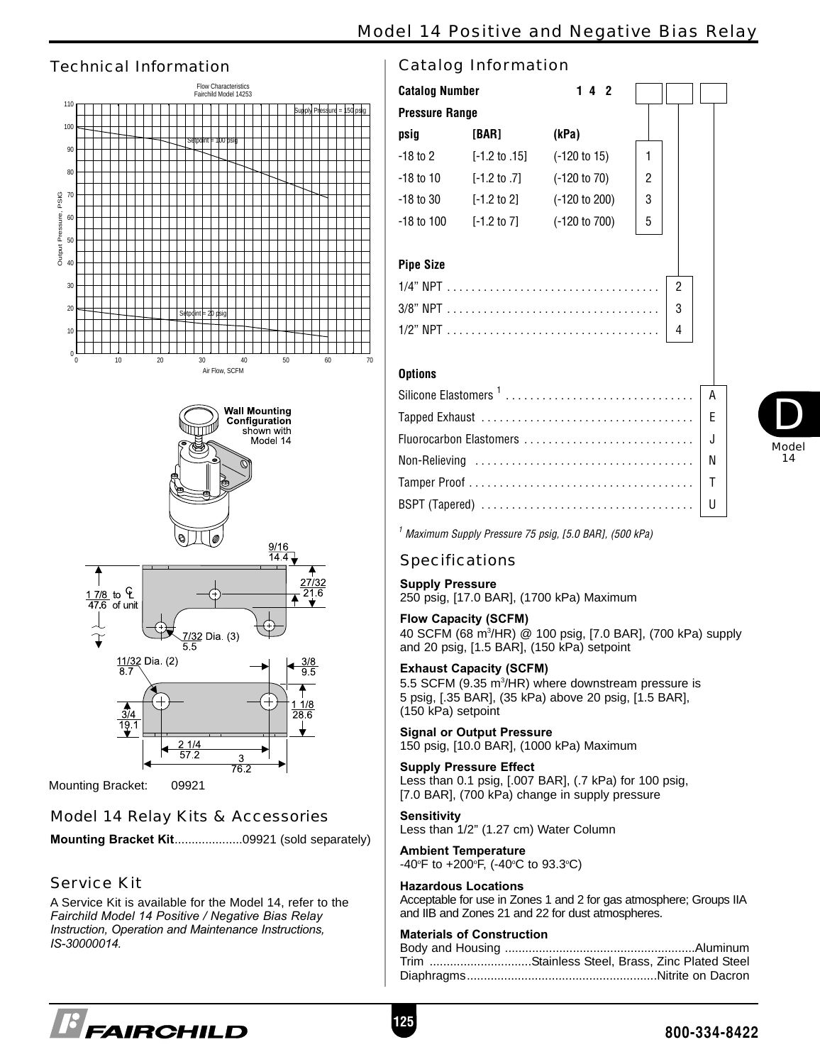## Technical Information

Flow Characteristics
Fairchild Model 14253

Supply Pressure = 150 psig

Setpoint = 100 psig

Setpoint = 20 psig

Output Pressure, PSIG

0
10
20
30
40
50
60
70
80
90
100
110

Air Flow, SCFM

0
10
20
30
40
50
60
70

**Wall Mounting Configuration** shown with Model 14

9/16
14.4

27/32
21.6

1 7/8 to ℄
47.6 of unit

7/32 Dia. (3)
5.5

11/32 Dia. (2)
8.7

3/8
9.5

3/4
19.1

1 1/8
28.6

2 1/4
57.2

3
76.2

Mounting Bracket: 09921

## Model 14 Relay Kits & Accessories

**Mounting Bracket Kit**....................09921 (sold separately)

## Service Kit

A Service Kit is available for the Model 14, refer to the *Fairchild Model 14 Positive / Negative Bias Relay Instruction, Operation and Maintenance Instructions, IS-30000014.*

## Catalog Information

**Catalog Number** **1 4 2** ☐ ☐ ☐

**Pressure Range**

| psig | [BAR] | (kPa) | |
|---|---|---|---|
| -18 to 2 | [-1.2 to .15] | (-120 to 15) | 1 |
| -18 to 10 | [-1.2 to .7] | (-120 to 70) | 2 |
| -18 to 30 | [-1.2 to 2] | (-120 to 200) | 3 |
| -18 to 100 | [-1.2 to 7] | (-120 to 700) | 5 |

**Pipe Size**

| | |
|---|---|
| 1/4" NPT | 2 |
| 3/8" NPT | 3 |
| 1/2" NPT | 4 |

**Options**

| | |
|---|---|
| Silicone Elastomers [1] | A |
| Tapped Exhaust | E |
| Fluorocarbon Elastomers | J |
| Non-Relieving | N |
| Tamper Proof | T |
| BSPT (Tapered) | U |

[1] *Maximum Supply Pressure 75 psig, [5.0 BAR], (500 kPa)*

## Specifications

**Supply Pressure**
250 psig, [17.0 BAR], (1700 kPa) Maximum

**Flow Capacity (SCFM)**
40 SCFM (68 $m^3$/HR) @ 100 psig, [7.0 BAR], (700 kPa) supply and 20 psig, [1.5 BAR], (150 kPa) setpoint

**Exhaust Capacity (SCFM)**
5.5 SCFM (9.35 $m^3$/HR) where downstream pressure is 5 psig, [.35 BAR], (35 kPa) above 20 psig, [1.5 BAR], (150 kPa) setpoint

**Signal or Output Pressure**
150 psig, [10.0 BAR], (1000 kPa) Maximum

**Supply Pressure Effect**
Less than 0.1 psig, [.007 BAR], (.7 kPa) for 100 psig, [7.0 BAR], (700 kPa) change in supply pressure

**Sensitivity**
Less than 1/2" (1.27 cm) Water Column

**Ambient Temperature**
-40°F to +200°F, (-40°C to 93.3°C)

**Hazardous Locations**
Acceptable for use in Zones 1 and 2 for gas atmosphere; Groups IIA and IIB and Zones 21 and 22 for dust atmospheres.

**Materials of Construction**
Body and Housing ........................................................Aluminum
Trim ..............................Stainless Steel, Brass, Zinc Plated Steel
Diaphragms........................................................Nitrite on Dacron